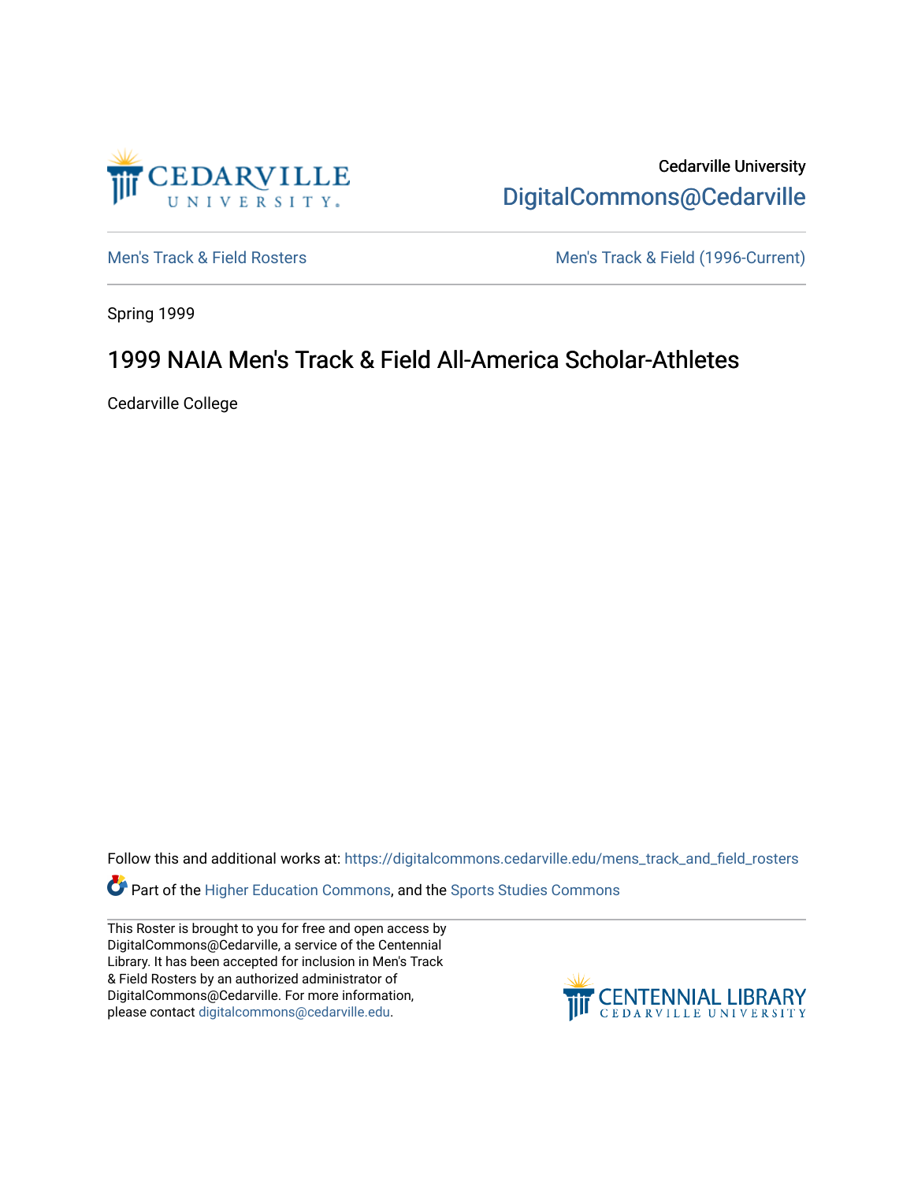Cedarville University
DigitalCommons@Cedarville

Men's Track & Field Rosters

Men's Track & Field (1996-Current)

Spring 1999

# 1999 NAIA Men's Track & Field All-America Scholar-Athletes

Cedarville College

Follow this and additional works at: https://digitalcommons.cedarville.edu/mens_track_and_field_rosters

Part of the Higher Education Commons, and the Sports Studies Commons

This Roster is brought to you for free and open access by DigitalCommons@Cedarville, a service of the Centennial Library. It has been accepted for inclusion in Men's Track & Field Rosters by an authorized administrator of DigitalCommons@Cedarville. For more information, please contact digitalcommons@cedarville.edu.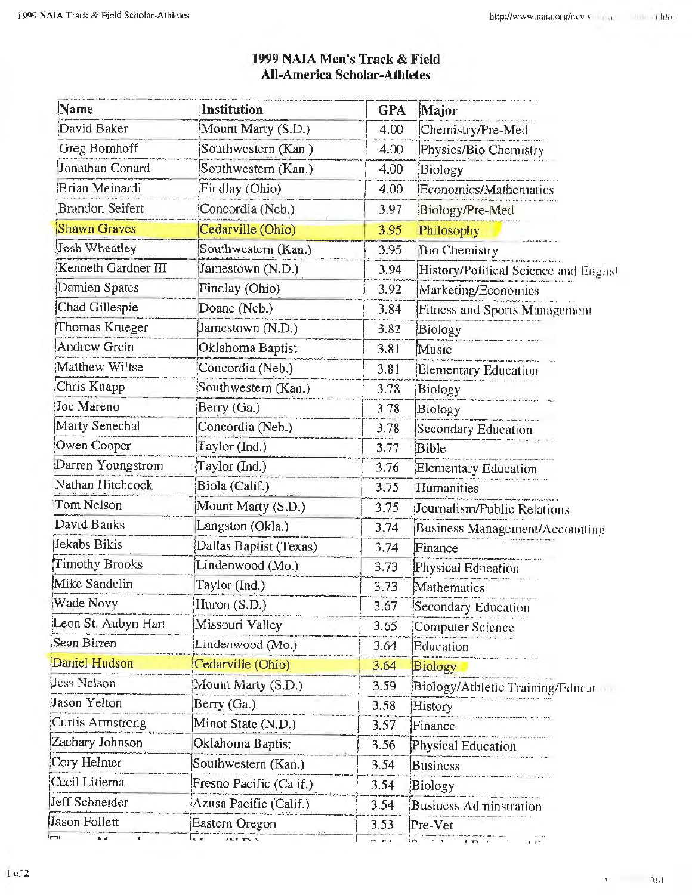## 1999 NAIA Men's Track & Field All-America Scholar-Athletes

| Name | Institution | GPA | Major |
| --- | --- | --- | --- |
| David Baker | Mount Marty (S.D.) | 4.00 | Chemistry/Pre-Med |
| Greg Bomhoff | Southwestern (Kan.) | 4.00 | Physics/Bio Chemistry |
| Jonathan Conard | Southwestern (Kan.) | 4.00 | Biology |
| Brian Meinardi | Findlay (Ohio) | 4.00 | Economics/Mathematics |
| Brandon Seifert | Concordia (Neb.) | 3.97 | Biology/Pre-Med |
| Shawn Graves | Cedarville (Ohio) | 3.95 | Philosophy |
| Josh Wheatley | Southwestern (Kan.) | 3.95 | Bio Chemistry |
| Kenneth Gardner III | Jamestown (N.D.) | 3.94 | History/Political Science and English |
| Damien Spates | Findlay (Ohio) | 3.92 | Marketing/Economics |
| Chad Gillespie | Doane (Neb.) | 3.84 | Fitness and Sports Management |
| Thomas Krueger | Jamestown (N.D.) | 3.82 | Biology |
| Andrew Grein | Oklahoma Baptist | 3.81 | Music |
| Matthew Wiltse | Concordia (Neb.) | 3.81 | Elementary Education |
| Chris Knapp | Southwestern (Kan.) | 3.78 | Biology |
| Joe Mareno | Berry (Ga.) | 3.78 | Biology |
| Marty Senechal | Concordia (Neb.) | 3.78 | Secondary Education |
| Owen Cooper | Taylor (Ind.) | 3.77 | Bible |
| Darren Youngstrom | Taylor (Ind.) | 3.76 | Elementary Education |
| Nathan Hitchcock | Biola (Calif.) | 3.75 | Humanities |
| Tom Nelson | Mount Marty (S.D.) | 3.75 | Journalism/Public Relations |
| David Banks | Langston (Okla.) | 3.74 | Business Management/Accounting |
| Jekabs Bikis | Dallas Baptist (Texas) | 3.74 | Finance |
| Timothy Brooks | Lindenwood (Mo.) | 3.73 | Physical Education |
| Mike Sandelin | Taylor (Ind.) | 3.73 | Mathematics |
| Wade Novy | Huron (S.D.) | 3.67 | Secondary Education |
| Leon St. Aubyn Hart | Missouri Valley | 3.65 | Computer Science |
| Sean Birren | Lindenwood (Mo.) | 3.64 | Education |
| Daniel Hudson | Cedarville (Ohio) | 3.64 | Biology |
| Jess Nelson | Mount Marty (S.D.) | 3.59 | Biology/Athletic Training/Education |
| Jason Yelton | Berry (Ga.) | 3.58 | History |
| Curtis Armstrong | Minot State (N.D.) | 3.57 | Finance |
| Zachary Johnson | Oklahoma Baptist | 3.56 | Physical Education |
| Cory Helmer | Southwestern (Kan.) | 3.54 | Business |
| Cecil Litiema | Fresno Pacific (Calif.) | 3.54 | Biology |
| Jeff Schneider | Azusa Pacific (Calif.) | 3.54 | Business Adminstration |
| Jason Follett | Eastern Oregon | 3.53 | Pre-Vet |